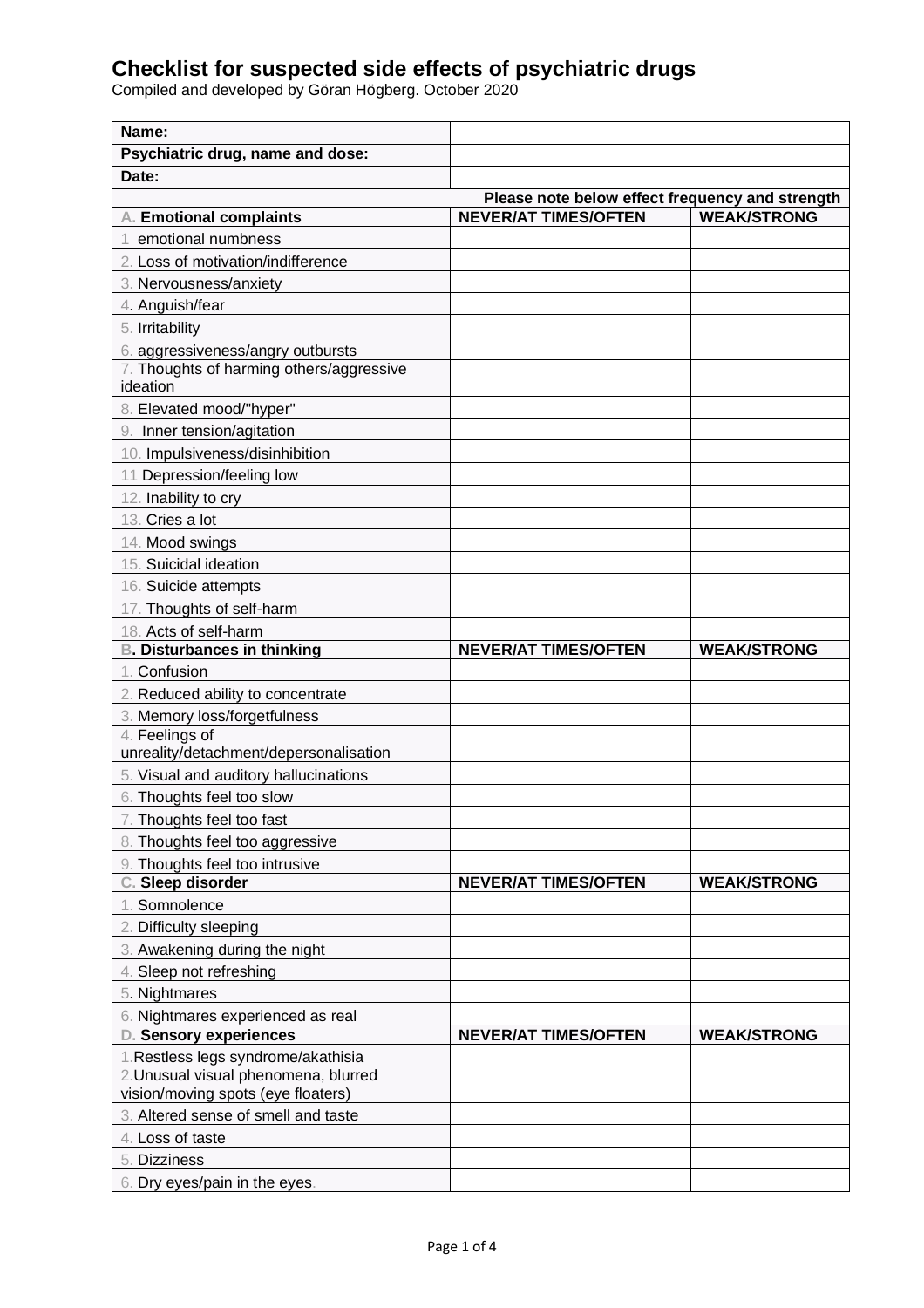# Checklist for suspected side effects of psychiatric drugs

Compiled and developed by Göran Högberg. October 2020

| | | |
|---|---|---|
| **Name:** | | |
| **Psychiatric drug, name and dose:** | | |
| **Date:** | | |
| | **Please note below effect frequency and strength** | |
| **A. Emotional complaints** | **NEVER/AT TIMES/OFTEN** | **WEAK/STRONG** |
| 1 emotional numbness | | |
| 2. Loss of motivation/indifference | | |
| 3. Nervousness/anxiety | | |
| 4. Anguish/fear | | |
| 5. Irritability | | |
| 6. aggressiveness/angry outbursts | | |
| 7. Thoughts of harming others/aggressive ideation | | |
| 8. Elevated mood/"hyper" | | |
| 9. Inner tension/agitation | | |
| 10. Impulsiveness/disinhibition | | |
| 11 Depression/feeling low | | |
| 12. Inability to cry | | |
| 13. Cries a lot | | |
| 14. Mood swings | | |
| 15. Suicidal ideation | | |
| 16. Suicide attempts | | |
| 17. Thoughts of self-harm | | |
| 18. Acts of self-harm | | |
| **B. Disturbances in thinking** | **NEVER/AT TIMES/OFTEN** | **WEAK/STRONG** |
| 1. Confusion | | |
| 2. Reduced ability to concentrate | | |
| 3. Memory loss/forgetfulness | | |
| 4. Feelings of unreality/detachment/depersonalisation | | |
| 5. Visual and auditory hallucinations | | |
| 6. Thoughts feel too slow | | |
| 7. Thoughts feel too fast | | |
| 8. Thoughts feel too aggressive | | |
| 9. Thoughts feel too intrusive | | |
| **C. Sleep disorder** | **NEVER/AT TIMES/OFTEN** | **WEAK/STRONG** |
| 1. Somnolence | | |
| 2. Difficulty sleeping | | |
| 3. Awakening during the night | | |
| 4. Sleep not refreshing | | |
| 5. Nightmares | | |
| 6. Nightmares experienced as real | | |
| **D. Sensory experiences** | **NEVER/AT TIMES/OFTEN** | **WEAK/STRONG** |
| 1.Restless legs syndrome/akathisia | | |
| 2.Unusual visual phenomena, blurred vision/moving spots (eye floaters) | | |
| 3. Altered sense of smell and taste | | |
| 4. Loss of taste | | |
| 5. Dizziness | | |
| 6. Dry eyes/pain in the eyes. | | |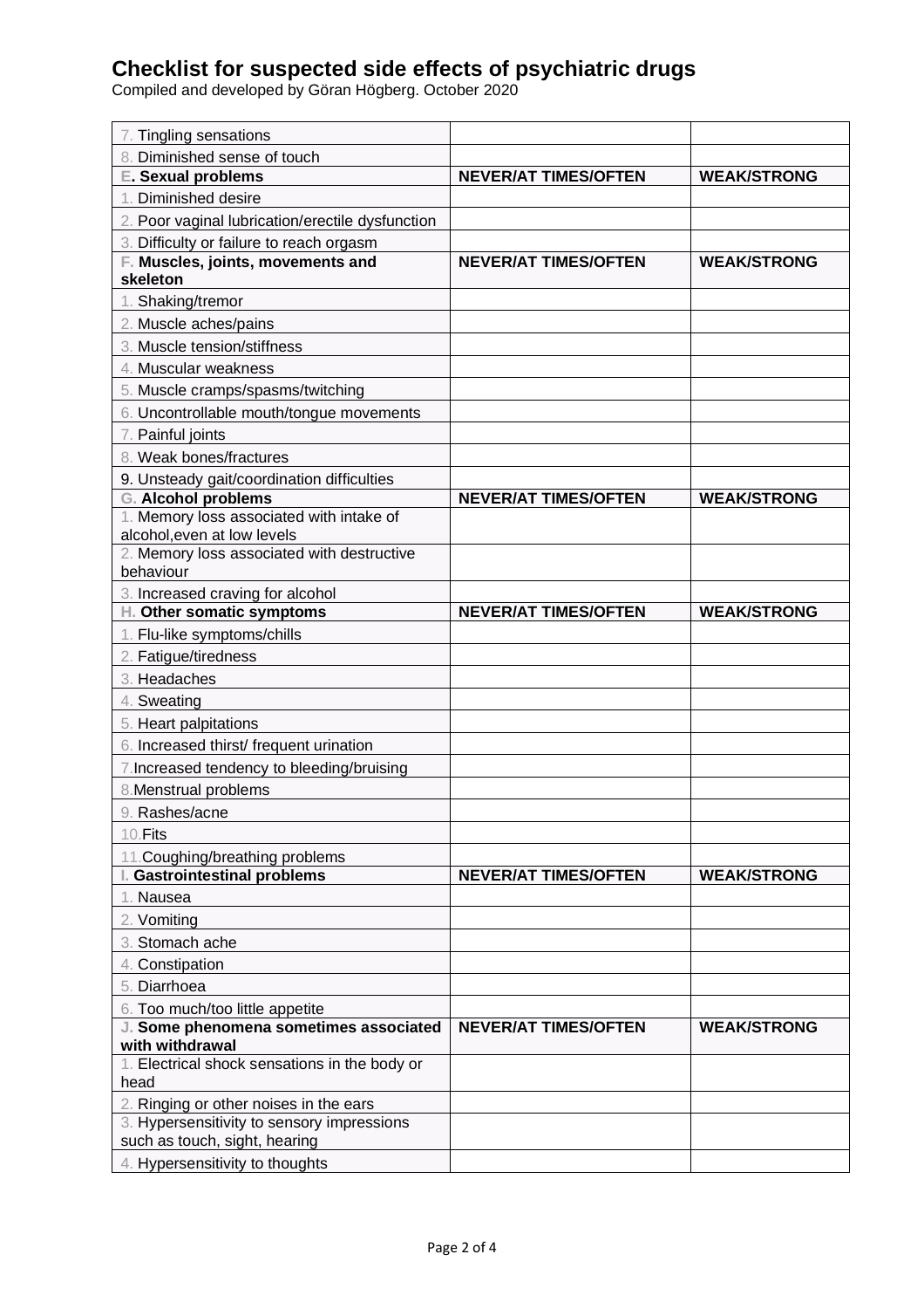# Checklist for suspected side effects of psychiatric drugs

Compiled and developed by Göran Högberg. October 2020

| | | |
|---|---|---|
| 7. Tingling sensations | | |
| 8. Diminished sense of touch | | |
| **E. Sexual problems** | **NEVER/AT TIMES/OFTEN** | **WEAK/STRONG** |
| 1. Diminished desire | | |
| 2. Poor vaginal lubrication/erectile dysfunction | | |
| 3. Difficulty or failure to reach orgasm | | |
| **F. Muscles, joints, movements and skeleton** | **NEVER/AT TIMES/OFTEN** | **WEAK/STRONG** |
| 1. Shaking/tremor | | |
| 2. Muscle aches/pains | | |
| 3. Muscle tension/stiffness | | |
| 4. Muscular weakness | | |
| 5. Muscle cramps/spasms/twitching | | |
| 6. Uncontrollable mouth/tongue movements | | |
| 7. Painful joints | | |
| 8. Weak bones/fractures | | |
| 9. Unsteady gait/coordination difficulties | | |
| **G. Alcohol problems** | **NEVER/AT TIMES/OFTEN** | **WEAK/STRONG** |
| 1. Memory loss associated with intake of alcohol,even at low levels | | |
| 2. Memory loss associated with destructive behaviour | | |
| 3. Increased craving for alcohol | | |
| **H. Other somatic symptoms** | **NEVER/AT TIMES/OFTEN** | **WEAK/STRONG** |
| 1. Flu-like symptoms/chills | | |
| 2. Fatigue/tiredness | | |
| 3. Headaches | | |
| 4. Sweating | | |
| 5. Heart palpitations | | |
| 6. Increased thirst/ frequent urination | | |
| 7.Increased tendency to bleeding/bruising | | |
| 8.Menstrual problems | | |
| 9. Rashes/acne | | |
| 10.Fits | | |
| 11.Coughing/breathing problems | | |
| **I. Gastrointestinal problems** | **NEVER/AT TIMES/OFTEN** | **WEAK/STRONG** |
| 1. Nausea | | |
| 2. Vomiting | | |
| 3. Stomach ache | | |
| 4. Constipation | | |
| 5. Diarrhoea | | |
| 6. Too much/too little appetite | | |
| **J. Some phenomena sometimes associated with withdrawal** | **NEVER/AT TIMES/OFTEN** | **WEAK/STRONG** |
| 1. Electrical shock sensations in the body or head | | |
| 2. Ringing or other noises in the ears | | |
| 3. Hypersensitivity to sensory impressions such as touch, sight, hearing | | |
| 4. Hypersensitivity to thoughts | | |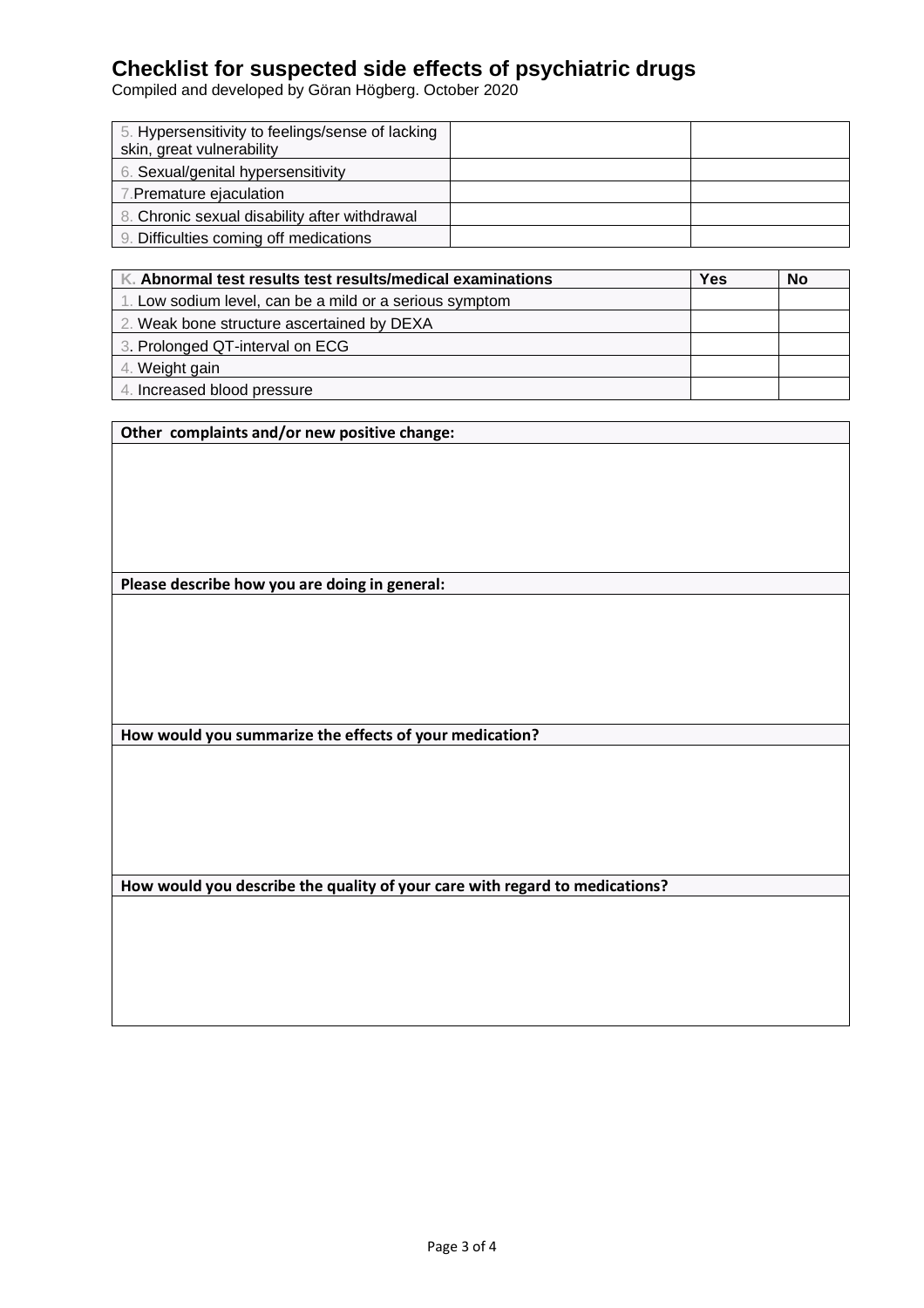# Checklist for suspected side effects of psychiatric drugs

Compiled and developed by Göran Högberg. October 2020

| | | |
|---|---|---|
| 5. Hypersensitivity to feelings/sense of lacking skin, great vulnerability | | |
| 6. Sexual/genital hypersensitivity | | |
| 7.Premature ejaculation | | |
| 8. Chronic sexual disability after withdrawal | | |
| 9. Difficulties coming off medications | | |

| K. Abnormal test results test results/medical examinations | Yes | No |
|---|---|---|
| 1. Low sodium level, can be a mild or a serious symptom | | |
| 2. Weak bone structure ascertained by DEXA | | |
| 3. Prolonged QT-interval on ECG | | |
| 4. Weight gain | | |
| 4. Increased blood pressure | | |

**Other complaints and/or new positive change:**

**Please describe how you are doing in general:**

**How would you summarize the effects of your medication?**

**How would you describe the quality of your care with regard to medications?**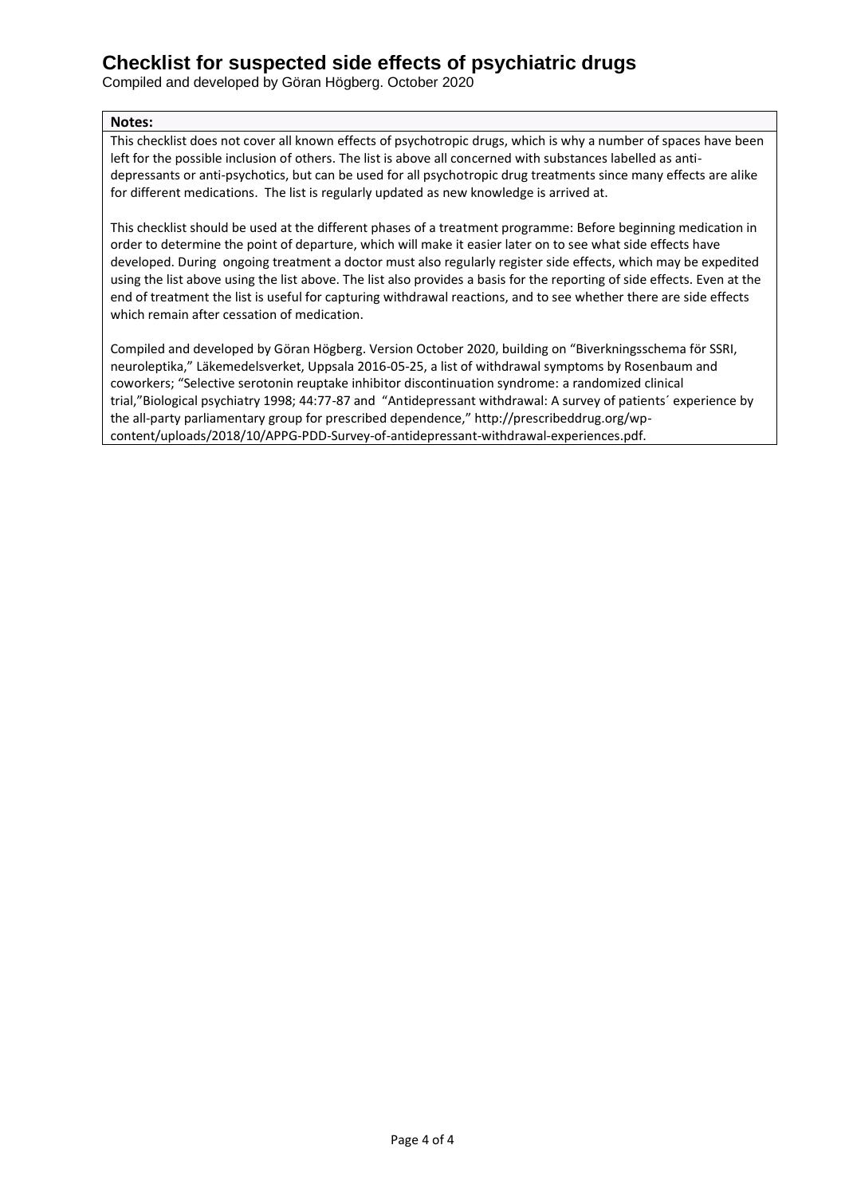# Checklist for suspected side effects of psychiatric drugs

Compiled and developed by Göran Högberg. October 2020

**Notes:**

This checklist does not cover all known effects of psychotropic drugs, which is why a number of spaces have been left for the possible inclusion of others. The list is above all concerned with substances labelled as anti-depressants or anti-psychotics, but can be used for all psychotropic drug treatments since many effects are alike for different medications. The list is regularly updated as new knowledge is arrived at.

This checklist should be used at the different phases of a treatment programme: Before beginning medication in order to determine the point of departure, which will make it easier later on to see what side effects have developed. During ongoing treatment a doctor must also regularly register side effects, which may be expedited using the list above using the list above. The list also provides a basis for the reporting of side effects. Even at the end of treatment the list is useful for capturing withdrawal reactions, and to see whether there are side effects which remain after cessation of medication.

Compiled and developed by Göran Högberg. Version October 2020, building on "Biverkningsschema för SSRI, neuroleptika," Läkemedelsverket, Uppsala 2016-05-25, a list of withdrawal symptoms by Rosenbaum and coworkers; "Selective serotonin reuptake inhibitor discontinuation syndrome: a randomized clinical trial,"Biological psychiatry 1998; 44:77-87 and "Antidepressant withdrawal: A survey of patients´ experience by the all-party parliamentary group for prescribed dependence," http://prescribeddrug.org/wp-content/uploads/2018/10/APPG-PDD-Survey-of-antidepressant-withdrawal-experiences.pdf.